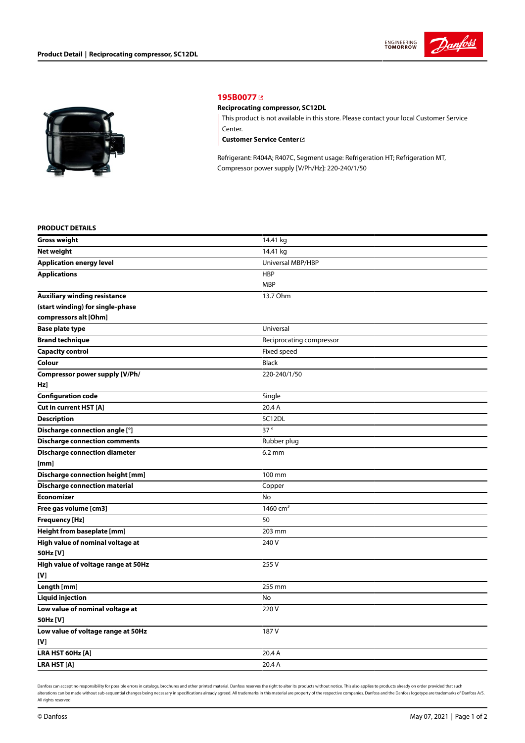## 195B0077

**Reciprocating compressor, SC12DL**

This product is not available in this store. Please contact your local Customer Service Center.

**Customer Service Center**

Refrigerant: R404A; R407C, Segment usage: Refrigeration HT; Refrigeration MT, Compressor power supply [V/Ph/Hz]: 220-240/1/50

### PRODUCT DETAILS

| | |
|---|---|
| **Gross weight** | 14.41 kg |
| **Net weight** | 14.41 kg |
| **Application energy level** | Universal MBP/HBP |
| **Applications** | HBP<br>MBP |
| **Auxiliary winding resistance (start winding) for single-phase compressors alt [Ohm]** | 13.7 Ohm |
| **Base plate type** | Universal |
| **Brand technique** | Reciprocating compressor |
| **Capacity control** | Fixed speed |
| **Colour** | Black |
| **Compressor power supply [V/Ph/Hz]** | 220-240/1/50 |
| **Configuration code** | Single |
| **Cut in current HST [A]** | 20.4 A |
| **Description** | SC12DL |
| **Discharge connection angle [°]** | 37 ° |
| **Discharge connection comments** | Rubber plug |
| **Discharge connection diameter [mm]** | 6.2 mm |
| **Discharge connection height [mm]** | 100 mm |
| **Discharge connection material** | Copper |
| **Economizer** | No |
| **Free gas volume [cm3]** | 1460 $cm^3$ |
| **Frequency [Hz]** | 50 |
| **Height from baseplate [mm]** | 203 mm |
| **High value of nominal voltage at 50Hz [V]** | 240 V |
| **High value of voltage range at 50Hz [V]** | 255 V |
| **Length [mm]** | 255 mm |
| **Liquid injection** | No |
| **Low value of nominal voltage at 50Hz [V]** | 220 V |
| **Low value of voltage range at 50Hz [V]** | 187 V |
| **LRA HST 60Hz [A]** | 20.4 A |
| **LRA HST [A]** | 20.4 A |

Danfoss can accept no responsibility for possible errors in catalogs, brochures and other printed material. Danfoss reserves the right to alter its products without notice. This also applies to products already on order provided that such alterations can be made without sub-sequential changes being necessary in specifications already agreed. All trademarks in this material are property of the respective companies. Danfoss and the Danfoss logotype are trademarks of Danfoss A/S. All rights reserved.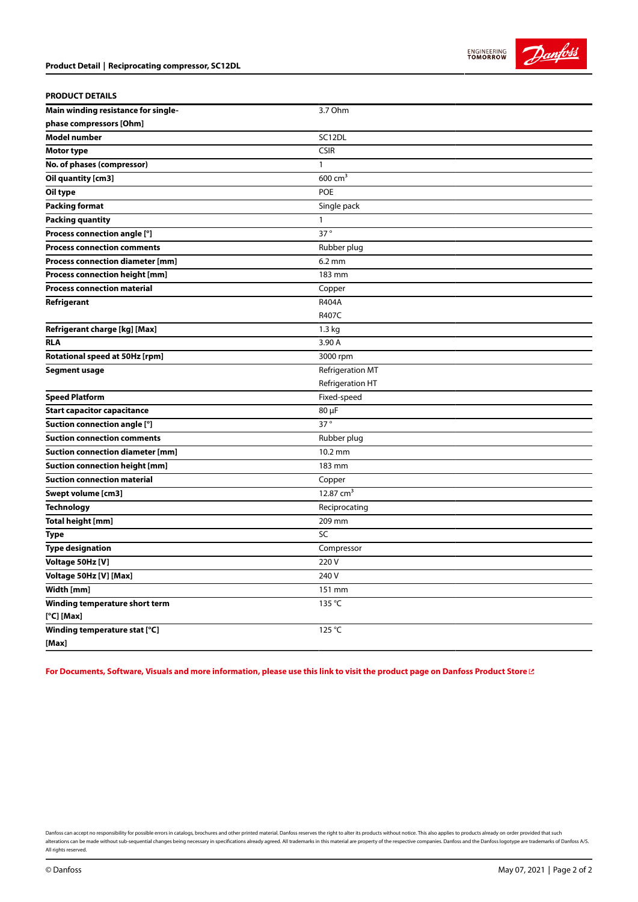### PRODUCT DETAILS

| | |
|---|---|
| **Main winding resistance for single-phase compressors [Ohm]** | 3.7 Ohm |
| **Model number** | SC12DL |
| **Motor type** | CSIR |
| **No. of phases (compressor)** | 1 |
| **Oil quantity [cm3]** | 600 $cm^3$ |
| **Oil type** | POE |
| **Packing format** | Single pack |
| **Packing quantity** | 1 |
| **Process connection angle [°]** | 37 ° |
| **Process connection comments** | Rubber plug |
| **Process connection diameter [mm]** | 6.2 mm |
| **Process connection height [mm]** | 183 mm |
| **Process connection material** | Copper |
| **Refrigerant** | R404A<br>R407C |
| **Refrigerant charge [kg] [Max]** | 1.3 kg |
| **RLA** | 3.90 A |
| **Rotational speed at 50Hz [rpm]** | 3000 rpm |
| **Segment usage** | Refrigeration MT<br>Refrigeration HT |
| **Speed Platform** | Fixed-speed |
| **Start capacitor capacitance** | 80 µF |
| **Suction connection angle [°]** | 37 ° |
| **Suction connection comments** | Rubber plug |
| **Suction connection diameter [mm]** | 10.2 mm |
| **Suction connection height [mm]** | 183 mm |
| **Suction connection material** | Copper |
| **Swept volume [cm3]** | 12.87 $cm^3$ |
| **Technology** | Reciprocating |
| **Total height [mm]** | 209 mm |
| **Type** | SC |
| **Type designation** | Compressor |
| **Voltage 50Hz [V]** | 220 V |
| **Voltage 50Hz [V] [Max]** | 240 V |
| **Width [mm]** | 151 mm |
| **Winding temperature short term [°C] [Max]** | 135 °C |
| **Winding temperature stat [°C] [Max]** | 125 °C |

**For Documents, Software, Visuals and more information, please use this link to visit the product page on Danfoss Product Store**

Danfoss can accept no responsibility for possible errors in catalogs, brochures and other printed material. Danfoss reserves the right to alter its products without notice. This also applies to products already on order provided that such alterations can be made without sub-sequential changes being necessary in specifications already agreed. All trademarks in this material are property of the respective companies. Danfoss and the Danfoss logotype are trademarks of Danfoss A/S. All rights reserved.

© Danfoss

May 07, 2021